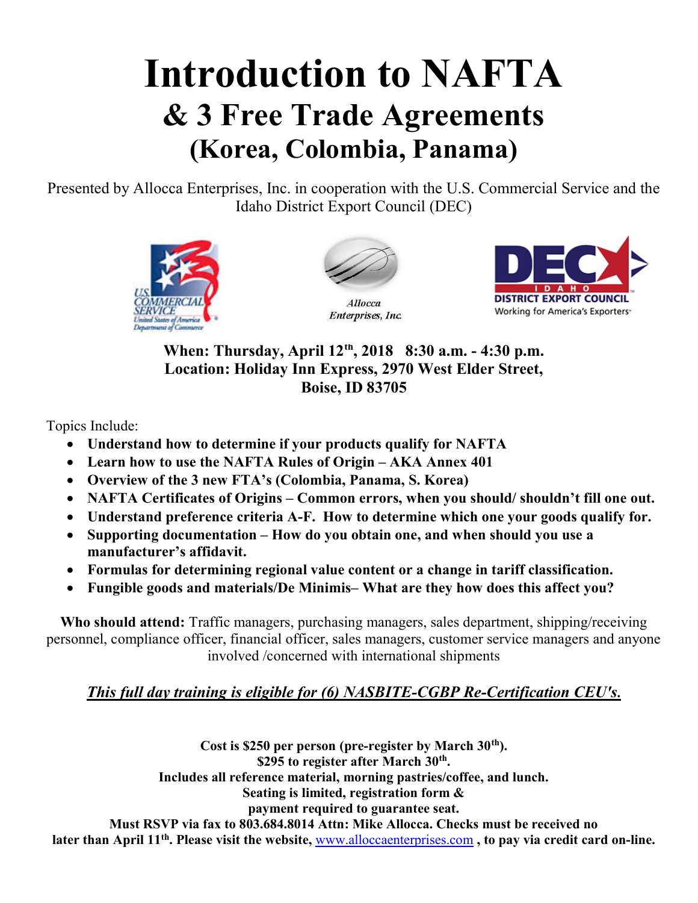# Introduction to NAFTA

## & 3 Free Trade Agreements

## (Korea, Colombia, Panama)

Presented by Allocca Enterprises, Inc. in cooperation with the U.S. Commercial Service and the Idaho District Export Council (DEC)

US Commercial Service — United States of America Department of Commerce

Allocca Enterprises, Inc.

DEC IDAHO DISTRICT EXPORT COUNCIL Working for America's Exporters

**When: Thursday, April 12th, 2018 8:30 a.m. - 4:30 p.m.**
**Location: Holiday Inn Express, 2970 West Elder Street, Boise, ID 83705**

Topics Include:

- **Understand how to determine if your products qualify for NAFTA**
- **Learn how to use the NAFTA Rules of Origin – AKA Annex 401**
- **Overview of the 3 new FTA's (Colombia, Panama, S. Korea)**
- **NAFTA Certificates of Origins – Common errors, when you should/ shouldn't fill one out.**
- **Understand preference criteria A-F. How to determine which one your goods qualify for.**
- **Supporting documentation – How do you obtain one, and when should you use a manufacturer's affidavit.**
- **Formulas for determining regional value content or a change in tariff classification.**
- **Fungible goods and materials/De Minimis– What are they how does this affect you?**

**Who should attend:** Traffic managers, purchasing managers, sales department, shipping/receiving personnel, compliance officer, financial officer, sales managers, customer service managers and anyone involved /concerned with international shipments

***This full day training is eligible for (6) NASBITE-CGBP Re-Certification CEU's.***

**Cost is $250 per person (pre-register by March 30th).**
**$295 to register after March 30th.**
**Includes all reference material, morning pastries/coffee, and lunch.**
**Seating is limited, registration form & payment required to guarantee seat.**
**Must RSVP via fax to 803.684.8014 Attn: Mike Allocca. Checks must be received no later than April 11th. Please visit the website, [www.alloccaenterprises.com](http://www.alloccaenterprises.com) , to pay via credit card on-line.**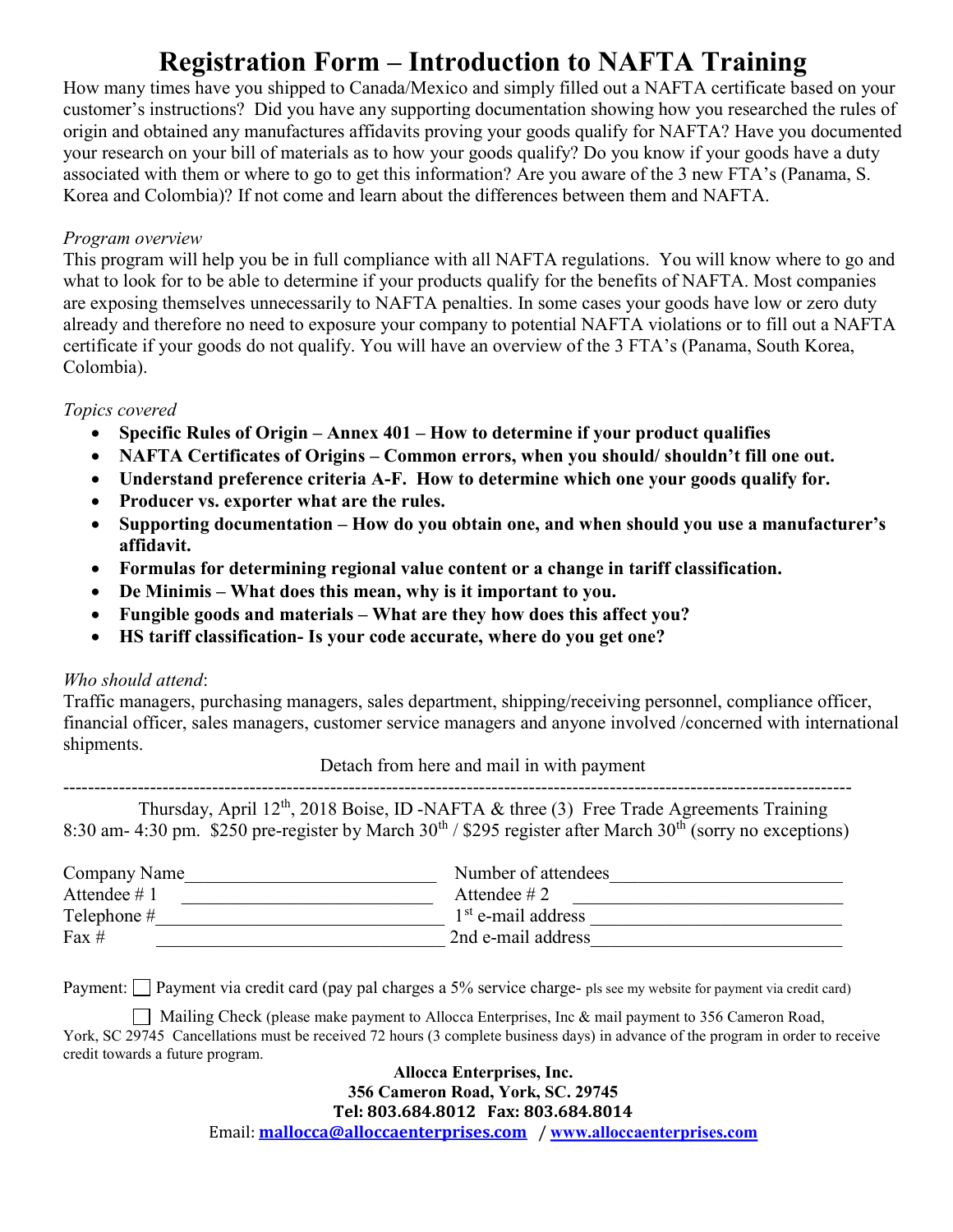# Registration Form – Introduction to NAFTA Training

How many times have you shipped to Canada/Mexico and simply filled out a NAFTA certificate based on your customer's instructions? Did you have any supporting documentation showing how you researched the rules of origin and obtained any manufactures affidavits proving your goods qualify for NAFTA? Have you documented your research on your bill of materials as to how your goods qualify? Do you know if your goods have a duty associated with them or where to go to get this information? Are you aware of the 3 new FTA's (Panama, S. Korea and Colombia)? If not come and learn about the differences between them and NAFTA.

*Program overview*

This program will help you be in full compliance with all NAFTA regulations. You will know where to go and what to look for to be able to determine if your products qualify for the benefits of NAFTA. Most companies are exposing themselves unnecessarily to NAFTA penalties. In some cases your goods have low or zero duty already and therefore no need to exposure your company to potential NAFTA violations or to fill out a NAFTA certificate if your goods do not qualify. You will have an overview of the 3 FTA's (Panama, South Korea, Colombia).

*Topics covered*

- **Specific Rules of Origin – Annex 401 – How to determine if your product qualifies**
- **NAFTA Certificates of Origins – Common errors, when you should/ shouldn't fill one out.**
- **Understand preference criteria A-F. How to determine which one your goods qualify for.**
- **Producer vs. exporter what are the rules.**
- **Supporting documentation – How do you obtain one, and when should you use a manufacturer's affidavit.**
- **Formulas for determining regional value content or a change in tariff classification.**
- **De Minimis – What does this mean, why is it important to you.**
- **Fungible goods and materials – What are they how does this affect you?**
- **HS tariff classification- Is your code accurate, where do you get one?**

*Who should attend*:

Traffic managers, purchasing managers, sales department, shipping/receiving personnel, compliance officer, financial officer, sales managers, customer service managers and anyone involved /concerned with international shipments.

Detach from here and mail in with payment

---

Thursday, April 12th, 2018 Boise, ID -NAFTA & three (3) Free Trade Agreements Training
8:30 am- 4:30 pm. $250 pre-register by March 30th / $295 register after March 30th (sorry no exceptions)

Company Name\_\_\_\_\_\_\_\_\_\_\_\_\_\_\_\_\_\_\_\_\_\_\_\_\_\_ Number of attendees\_\_\_\_\_\_\_\_\_\_\_\_\_\_\_\_\_\_\_\_\_\_\_\_\_\_

Attendee # 1 \_\_\_\_\_\_\_\_\_\_\_\_\_\_\_\_\_\_\_\_\_\_\_\_\_\_ Attendee # 2 \_\_\_\_\_\_\_\_\_\_\_\_\_\_\_\_\_\_\_\_\_\_\_\_\_\_

Telephone #\_\_\_\_\_\_\_\_\_\_\_\_\_\_\_\_\_\_\_\_\_\_\_\_\_\_ 1st e-mail address \_\_\_\_\_\_\_\_\_\_\_\_\_\_\_\_\_\_\_\_\_\_\_\_\_\_

Fax # \_\_\_\_\_\_\_\_\_\_\_\_\_\_\_\_\_\_\_\_\_\_\_\_\_\_ 2nd e-mail address\_\_\_\_\_\_\_\_\_\_\_\_\_\_\_\_\_\_\_\_\_\_\_\_\_\_

Payment: ☐ Payment via credit card (pay pal charges a 5% service charge- pls see my website for payment via credit card)

☐ Mailing Check (please make payment to Allocca Enterprises, Inc & mail payment to 356 Cameron Road, York, SC 29745 Cancellations must be received 72 hours (3 complete business days) in advance of the program in order to receive credit towards a future program.

**Allocca Enterprises, Inc.**
**356 Cameron Road, York, SC. 29745**
**Tel: 803.684.8012 Fax: 803.684.8014**
Email: **mallocca@alloccaenterprises.com** / **www.alloccaenterprises.com**